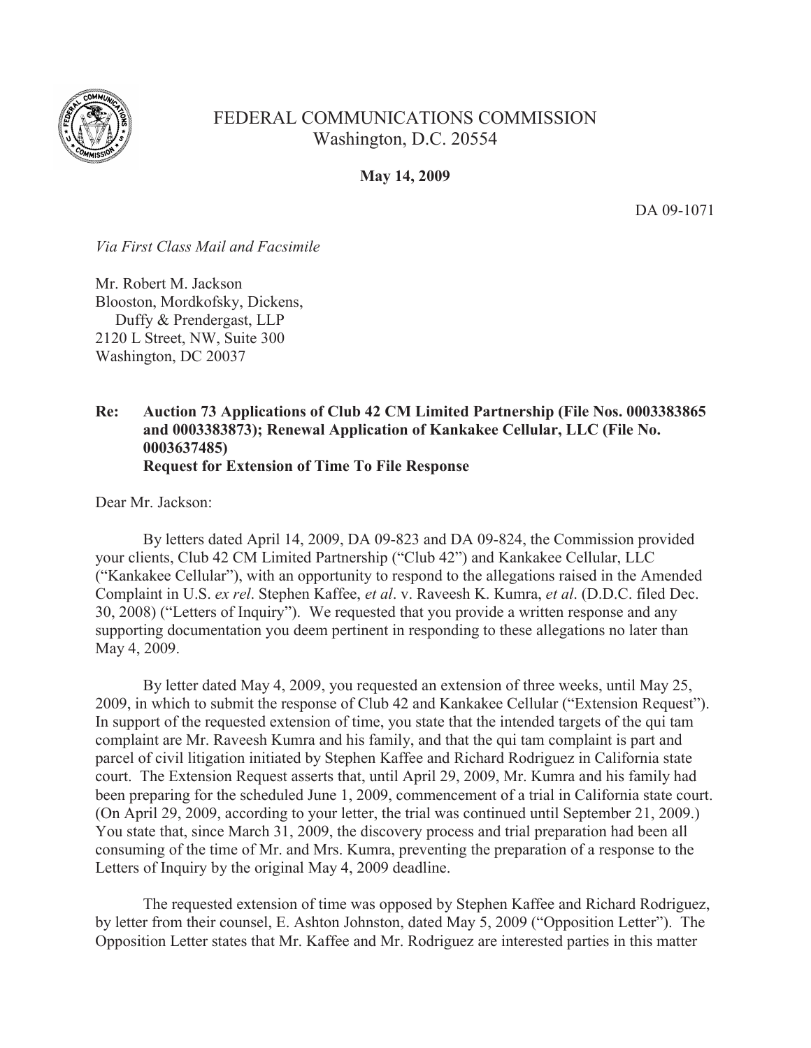FEDERAL COMMUNICATIONS COMMISSION
Washington, D.C. 20554

**May 14, 2009**

DA 09-1071

*Via First Class Mail and Facsimile*

Mr. Robert M. Jackson
Blooston, Mordkofsky, Dickens,
Duffy & Prendergast, LLP
2120 L Street, NW, Suite 300
Washington, DC 20037

**Re: Auction 73 Applications of Club 42 CM Limited Partnership (File Nos. 0003383865 and 0003383873); Renewal Application of Kankakee Cellular, LLC (File No. 0003637485)**
**Request for Extension of Time To File Response**

Dear Mr. Jackson:

By letters dated April 14, 2009, DA 09-823 and DA 09-824, the Commission provided your clients, Club 42 CM Limited Partnership ("Club 42") and Kankakee Cellular, LLC ("Kankakee Cellular"), with an opportunity to respond to the allegations raised in the Amended Complaint in U.S. *ex rel*. Stephen Kaffee, *et al*. v. Raveesh K. Kumra, *et al*. (D.D.C. filed Dec. 30, 2008) ("Letters of Inquiry"). We requested that you provide a written response and any supporting documentation you deem pertinent in responding to these allegations no later than May 4, 2009.

By letter dated May 4, 2009, you requested an extension of three weeks, until May 25, 2009, in which to submit the response of Club 42 and Kankakee Cellular ("Extension Request"). In support of the requested extension of time, you state that the intended targets of the qui tam complaint are Mr. Raveesh Kumra and his family, and that the qui tam complaint is part and parcel of civil litigation initiated by Stephen Kaffee and Richard Rodriguez in California state court. The Extension Request asserts that, until April 29, 2009, Mr. Kumra and his family had been preparing for the scheduled June 1, 2009, commencement of a trial in California state court. (On April 29, 2009, according to your letter, the trial was continued until September 21, 2009.) You state that, since March 31, 2009, the discovery process and trial preparation had been all consuming of the time of Mr. and Mrs. Kumra, preventing the preparation of a response to the Letters of Inquiry by the original May 4, 2009 deadline.

The requested extension of time was opposed by Stephen Kaffee and Richard Rodriguez, by letter from their counsel, E. Ashton Johnston, dated May 5, 2009 ("Opposition Letter"). The Opposition Letter states that Mr. Kaffee and Mr. Rodriguez are interested parties in this matter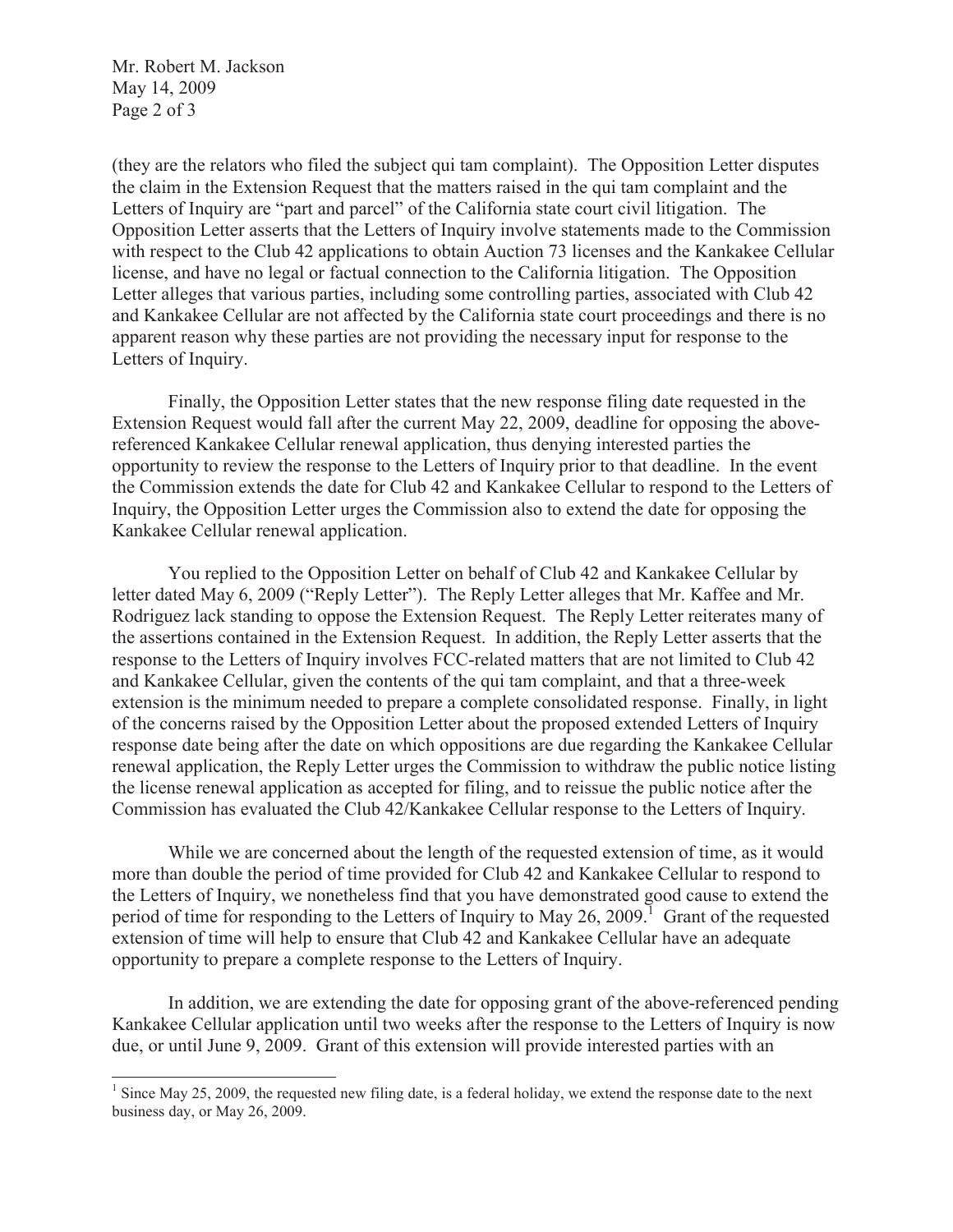(they are the relators who filed the subject qui tam complaint). The Opposition Letter disputes the claim in the Extension Request that the matters raised in the qui tam complaint and the Letters of Inquiry are "part and parcel" of the California state court civil litigation. The Opposition Letter asserts that the Letters of Inquiry involve statements made to the Commission with respect to the Club 42 applications to obtain Auction 73 licenses and the Kankakee Cellular license, and have no legal or factual connection to the California litigation. The Opposition Letter alleges that various parties, including some controlling parties, associated with Club 42 and Kankakee Cellular are not affected by the California state court proceedings and there is no apparent reason why these parties are not providing the necessary input for response to the Letters of Inquiry.

Finally, the Opposition Letter states that the new response filing date requested in the Extension Request would fall after the current May 22, 2009, deadline for opposing the above-referenced Kankakee Cellular renewal application, thus denying interested parties the opportunity to review the response to the Letters of Inquiry prior to that deadline. In the event the Commission extends the date for Club 42 and Kankakee Cellular to respond to the Letters of Inquiry, the Opposition Letter urges the Commission also to extend the date for opposing the Kankakee Cellular renewal application.

You replied to the Opposition Letter on behalf of Club 42 and Kankakee Cellular by letter dated May 6, 2009 ("Reply Letter"). The Reply Letter alleges that Mr. Kaffee and Mr. Rodriguez lack standing to oppose the Extension Request. The Reply Letter reiterates many of the assertions contained in the Extension Request. In addition, the Reply Letter asserts that the response to the Letters of Inquiry involves FCC-related matters that are not limited to Club 42 and Kankakee Cellular, given the contents of the qui tam complaint, and that a three-week extension is the minimum needed to prepare a complete consolidated response. Finally, in light of the concerns raised by the Opposition Letter about the proposed extended Letters of Inquiry response date being after the date on which oppositions are due regarding the Kankakee Cellular renewal application, the Reply Letter urges the Commission to withdraw the public notice listing the license renewal application as accepted for filing, and to reissue the public notice after the Commission has evaluated the Club 42/Kankakee Cellular response to the Letters of Inquiry.

While we are concerned about the length of the requested extension of time, as it would more than double the period of time provided for Club 42 and Kankakee Cellular to respond to the Letters of Inquiry, we nonetheless find that you have demonstrated good cause to extend the period of time for responding to the Letters of Inquiry to May 26, 2009.[1] Grant of the requested extension of time will help to ensure that Club 42 and Kankakee Cellular have an adequate opportunity to prepare a complete response to the Letters of Inquiry.

In addition, we are extending the date for opposing grant of the above-referenced pending Kankakee Cellular application until two weeks after the response to the Letters of Inquiry is now due, or until June 9, 2009. Grant of this extension will provide interested parties with an

[1] Since May 25, 2009, the requested new filing date, is a federal holiday, we extend the response date to the next business day, or May 26, 2009.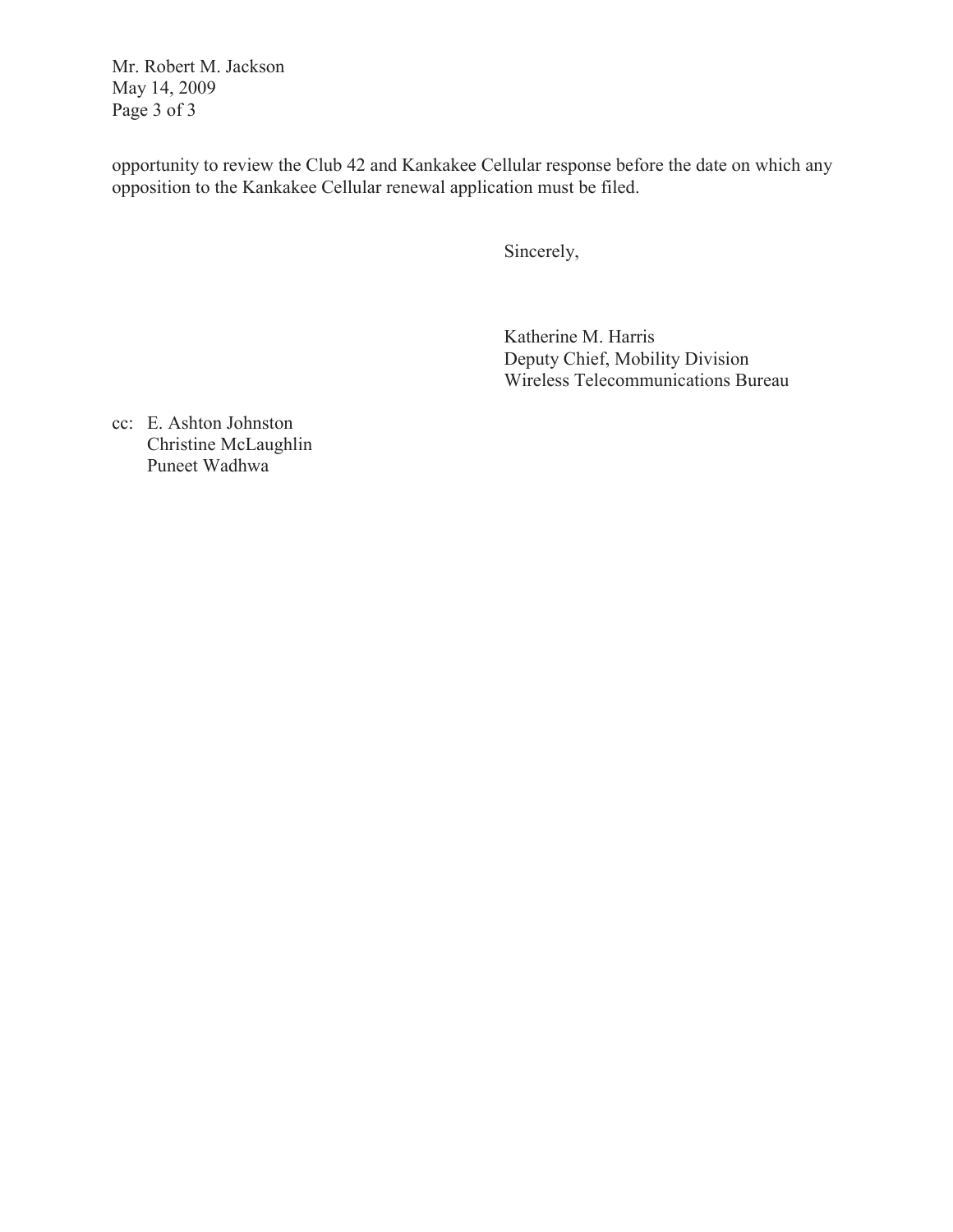opportunity to review the Club 42 and Kankakee Cellular response before the date on which any opposition to the Kankakee Cellular renewal application must be filed.

Sincerely,

Katherine M. Harris  
Deputy Chief, Mobility Division  
Wireless Telecommunications Bureau

cc: E. Ashton Johnston  
Christine McLaughlin  
Puneet Wadhwa